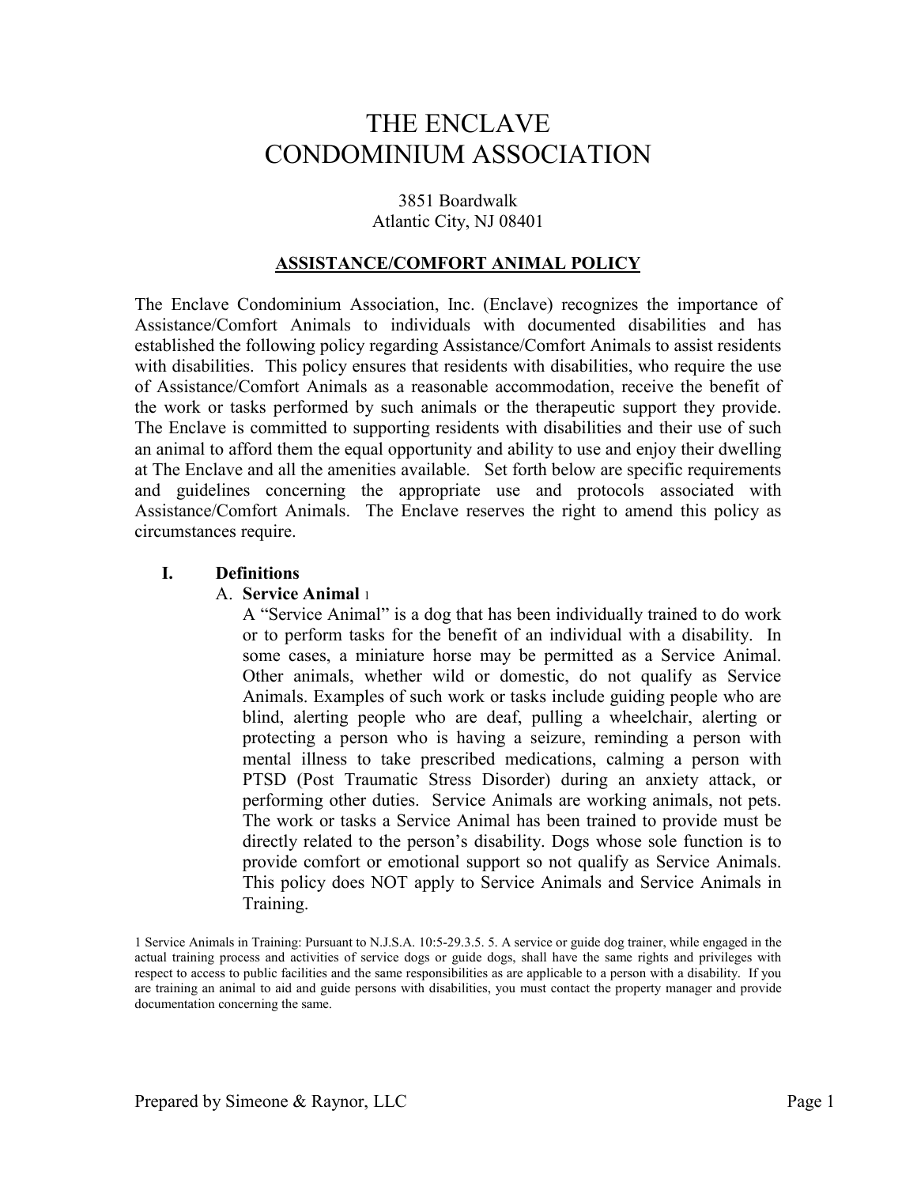# THE ENCLAVE
# CONDOMINIUM ASSOCIATION

3851 Boardwalk
Atlantic City, NJ 08401

## ASSISTANCE/COMFORT ANIMAL POLICY

The Enclave Condominium Association, Inc. (Enclave) recognizes the importance of Assistance/Comfort Animals to individuals with documented disabilities and has established the following policy regarding Assistance/Comfort Animals to assist residents with disabilities. This policy ensures that residents with disabilities, who require the use of Assistance/Comfort Animals as a reasonable accommodation, receive the benefit of the work or tasks performed by such animals or the therapeutic support they provide. The Enclave is committed to supporting residents with disabilities and their use of such an animal to afford them the equal opportunity and ability to use and enjoy their dwelling at The Enclave and all the amenities available. Set forth below are specific requirements and guidelines concerning the appropriate use and protocols associated with Assistance/Comfort Animals. The Enclave reserves the right to amend this policy as circumstances require.

### I. Definitions

**A. Service Animal** [1]

A "Service Animal" is a dog that has been individually trained to do work or to perform tasks for the benefit of an individual with a disability. In some cases, a miniature horse may be permitted as a Service Animal. Other animals, whether wild or domestic, do not qualify as Service Animals. Examples of such work or tasks include guiding people who are blind, alerting people who are deaf, pulling a wheelchair, alerting or protecting a person who is having a seizure, reminding a person with mental illness to take prescribed medications, calming a person with PTSD (Post Traumatic Stress Disorder) during an anxiety attack, or performing other duties. Service Animals are working animals, not pets. The work or tasks a Service Animal has been trained to provide must be directly related to the person's disability. Dogs whose sole function is to provide comfort or emotional support so not qualify as Service Animals. This policy does NOT apply to Service Animals and Service Animals in Training.

[1] Service Animals in Training: Pursuant to N.J.S.A. 10:5-29.3.5. 5. A service or guide dog trainer, while engaged in the actual training process and activities of service dogs or guide dogs, shall have the same rights and privileges with respect to access to public facilities and the same responsibilities as are applicable to a person with a disability. If you are training an animal to aid and guide persons with disabilities, you must contact the property manager and provide documentation concerning the same.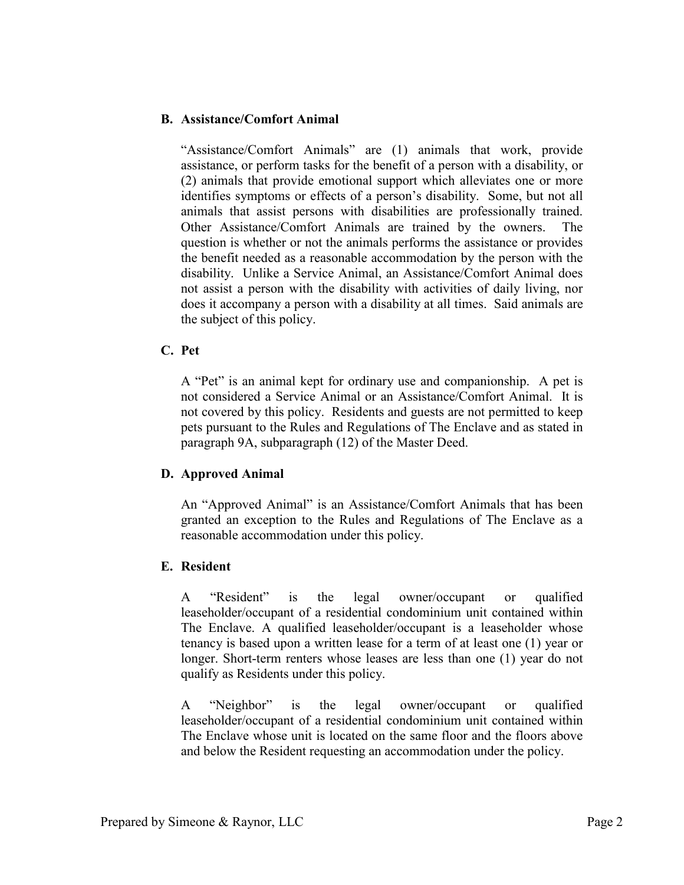### B. Assistance/Comfort Animal

"Assistance/Comfort Animals" are (1) animals that work, provide assistance, or perform tasks for the benefit of a person with a disability, or (2) animals that provide emotional support which alleviates one or more identifies symptoms or effects of a person's disability. Some, but not all animals that assist persons with disabilities are professionally trained. Other Assistance/Comfort Animals are trained by the owners. The question is whether or not the animals performs the assistance or provides the benefit needed as a reasonable accommodation by the person with the disability. Unlike a Service Animal, an Assistance/Comfort Animal does not assist a person with the disability with activities of daily living, nor does it accompany a person with a disability at all times. Said animals are the subject of this policy.

### C. Pet

A "Pet" is an animal kept for ordinary use and companionship. A pet is not considered a Service Animal or an Assistance/Comfort Animal. It is not covered by this policy. Residents and guests are not permitted to keep pets pursuant to the Rules and Regulations of The Enclave and as stated in paragraph 9A, subparagraph (12) of the Master Deed.

### D. Approved Animal

An "Approved Animal" is an Assistance/Comfort Animals that has been granted an exception to the Rules and Regulations of The Enclave as a reasonable accommodation under this policy.

### E. Resident

A "Resident" is the legal owner/occupant or qualified leaseholder/occupant of a residential condominium unit contained within The Enclave. A qualified leaseholder/occupant is a leaseholder whose tenancy is based upon a written lease for a term of at least one (1) year or longer. Short-term renters whose leases are less than one (1) year do not qualify as Residents under this policy.

A "Neighbor" is the legal owner/occupant or qualified leaseholder/occupant of a residential condominium unit contained within The Enclave whose unit is located on the same floor and the floors above and below the Resident requesting an accommodation under the policy.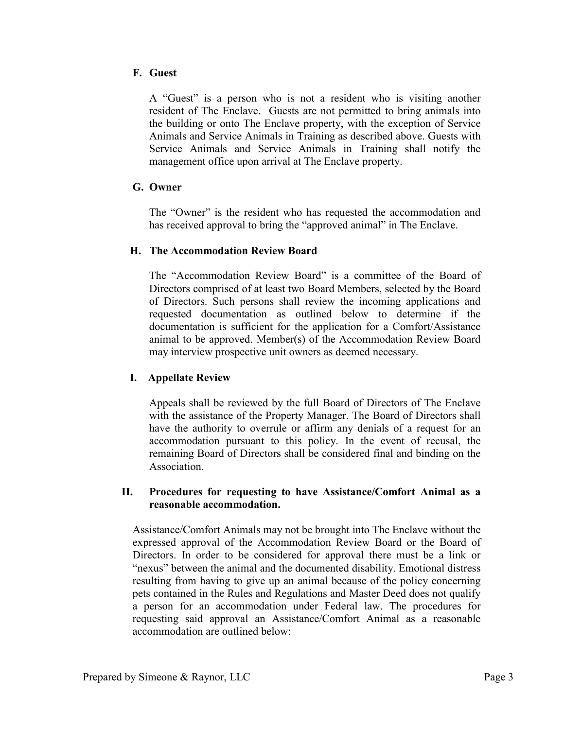### F. Guest

A "Guest" is a person who is not a resident who is visiting another resident of The Enclave. Guests are not permitted to bring animals into the building or onto The Enclave property, with the exception of Service Animals and Service Animals in Training as described above. Guests with Service Animals and Service Animals in Training shall notify the management office upon arrival at The Enclave property.

### G. Owner

The "Owner" is the resident who has requested the accommodation and has received approval to bring the "approved animal" in The Enclave.

### H. The Accommodation Review Board

The "Accommodation Review Board" is a committee of the Board of Directors comprised of at least two Board Members, selected by the Board of Directors. Such persons shall review the incoming applications and requested documentation as outlined below to determine if the documentation is sufficient for the application for a Comfort/Assistance animal to be approved. Member(s) of the Accommodation Review Board may interview prospective unit owners as deemed necessary.

### I. Appellate Review

Appeals shall be reviewed by the full Board of Directors of The Enclave with the assistance of the Property Manager. The Board of Directors shall have the authority to overrule or affirm any denials of a request for an accommodation pursuant to this policy. In the event of recusal, the remaining Board of Directors shall be considered final and binding on the Association.

## II. Procedures for requesting to have Assistance/Comfort Animal as a reasonable accommodation.

Assistance/Comfort Animals may not be brought into The Enclave without the expressed approval of the Accommodation Review Board or the Board of Directors. In order to be considered for approval there must be a link or "nexus" between the animal and the documented disability. Emotional distress resulting from having to give up an animal because of the policy concerning pets contained in the Rules and Regulations and Master Deed does not qualify a person for an accommodation under Federal law. The procedures for requesting said approval an Assistance/Comfort Animal as a reasonable accommodation are outlined below: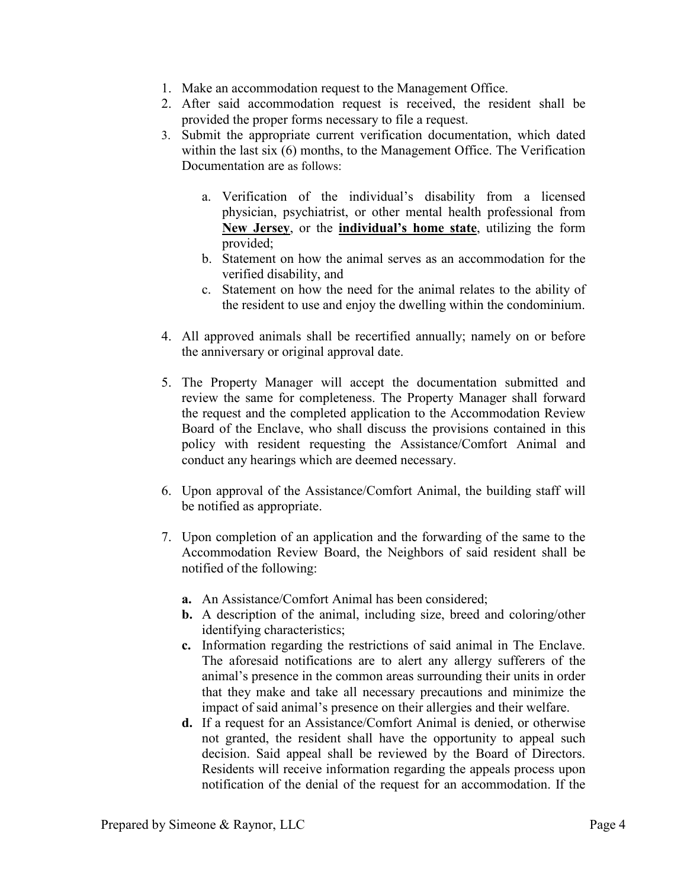1. Make an accommodation request to the Management Office.
2. After said accommodation request is received, the resident shall be provided the proper forms necessary to file a request.
3. Submit the appropriate current verification documentation, which dated within the last six (6) months, to the Management Office. The Verification Documentation are as follows:

    a. Verification of the individual's disability from a licensed physician, psychiatrist, or other mental health professional from **New Jersey**, or the **individual's home state**, utilizing the form provided;
    b. Statement on how the animal serves as an accommodation for the verified disability, and
    c. Statement on how the need for the animal relates to the ability of the resident to use and enjoy the dwelling within the condominium.

4. All approved animals shall be recertified annually; namely on or before the anniversary or original approval date.

5. The Property Manager will accept the documentation submitted and review the same for completeness. The Property Manager shall forward the request and the completed application to the Accommodation Review Board of the Enclave, who shall discuss the provisions contained in this policy with resident requesting the Assistance/Comfort Animal and conduct any hearings which are deemed necessary.

6. Upon approval of the Assistance/Comfort Animal, the building staff will be notified as appropriate.

7. Upon completion of an application and the forwarding of the same to the Accommodation Review Board, the Neighbors of said resident shall be notified of the following:

    **a.** An Assistance/Comfort Animal has been considered;
    **b.** A description of the animal, including size, breed and coloring/other identifying characteristics;
    **c.** Information regarding the restrictions of said animal in The Enclave. The aforesaid notifications are to alert any allergy sufferers of the animal's presence in the common areas surrounding their units in order that they make and take all necessary precautions and minimize the impact of said animal's presence on their allergies and their welfare.
    **d.** If a request for an Assistance/Comfort Animal is denied, or otherwise not granted, the resident shall have the opportunity to appeal such decision. Said appeal shall be reviewed by the Board of Directors. Residents will receive information regarding the appeals process upon notification of the denial of the request for an accommodation. If the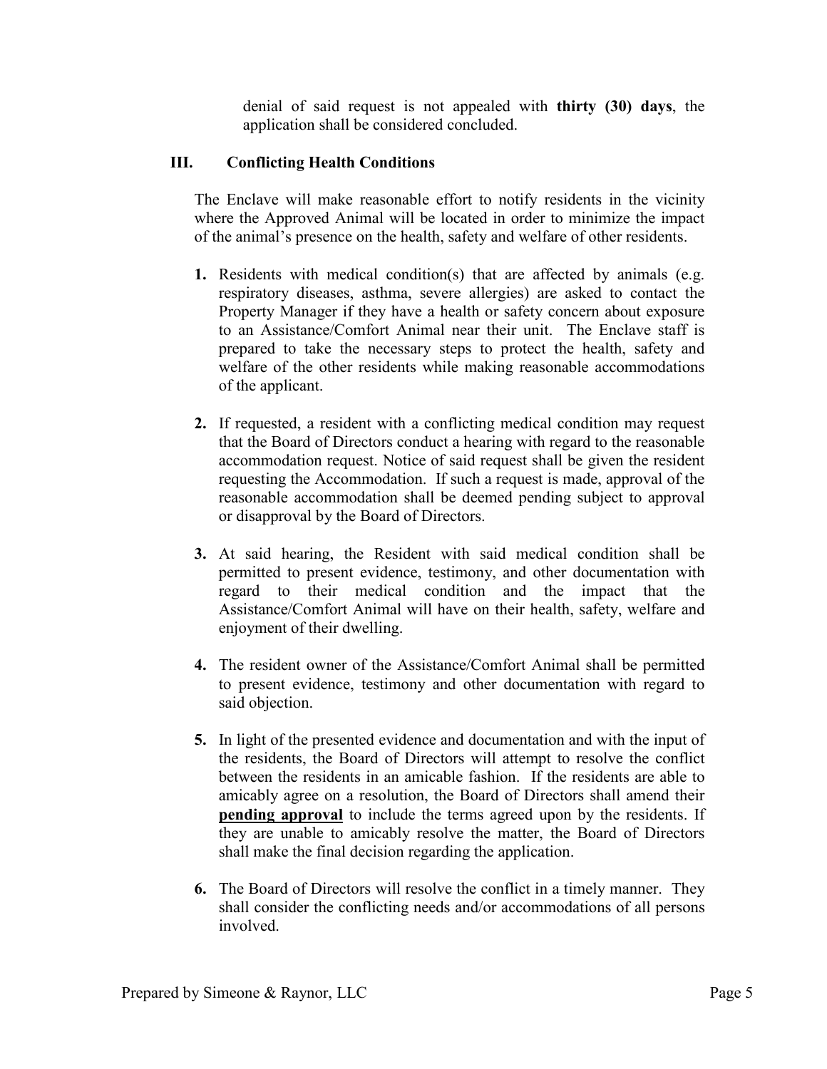denial of said request is not appealed with **thirty (30) days**, the application shall be considered concluded.

## III. Conflicting Health Conditions

The Enclave will make reasonable effort to notify residents in the vicinity where the Approved Animal will be located in order to minimize the impact of the animal's presence on the health, safety and welfare of other residents.

1. Residents with medical condition(s) that are affected by animals (e.g. respiratory diseases, asthma, severe allergies) are asked to contact the Property Manager if they have a health or safety concern about exposure to an Assistance/Comfort Animal near their unit. The Enclave staff is prepared to take the necessary steps to protect the health, safety and welfare of the other residents while making reasonable accommodations of the applicant.

2. If requested, a resident with a conflicting medical condition may request that the Board of Directors conduct a hearing with regard to the reasonable accommodation request. Notice of said request shall be given the resident requesting the Accommodation. If such a request is made, approval of the reasonable accommodation shall be deemed pending subject to approval or disapproval by the Board of Directors.

3. At said hearing, the Resident with said medical condition shall be permitted to present evidence, testimony, and other documentation with regard to their medical condition and the impact that the Assistance/Comfort Animal will have on their health, safety, welfare and enjoyment of their dwelling.

4. The resident owner of the Assistance/Comfort Animal shall be permitted to present evidence, testimony and other documentation with regard to said objection.

5. In light of the presented evidence and documentation and with the input of the residents, the Board of Directors will attempt to resolve the conflict between the residents in an amicable fashion. If the residents are able to amicably agree on a resolution, the Board of Directors shall amend their **pending approval** to include the terms agreed upon by the residents. If they are unable to amicably resolve the matter, the Board of Directors shall make the final decision regarding the application.

6. The Board of Directors will resolve the conflict in a timely manner. They shall consider the conflicting needs and/or accommodations of all persons involved.

Prepared by Simeone & Raynor, LLC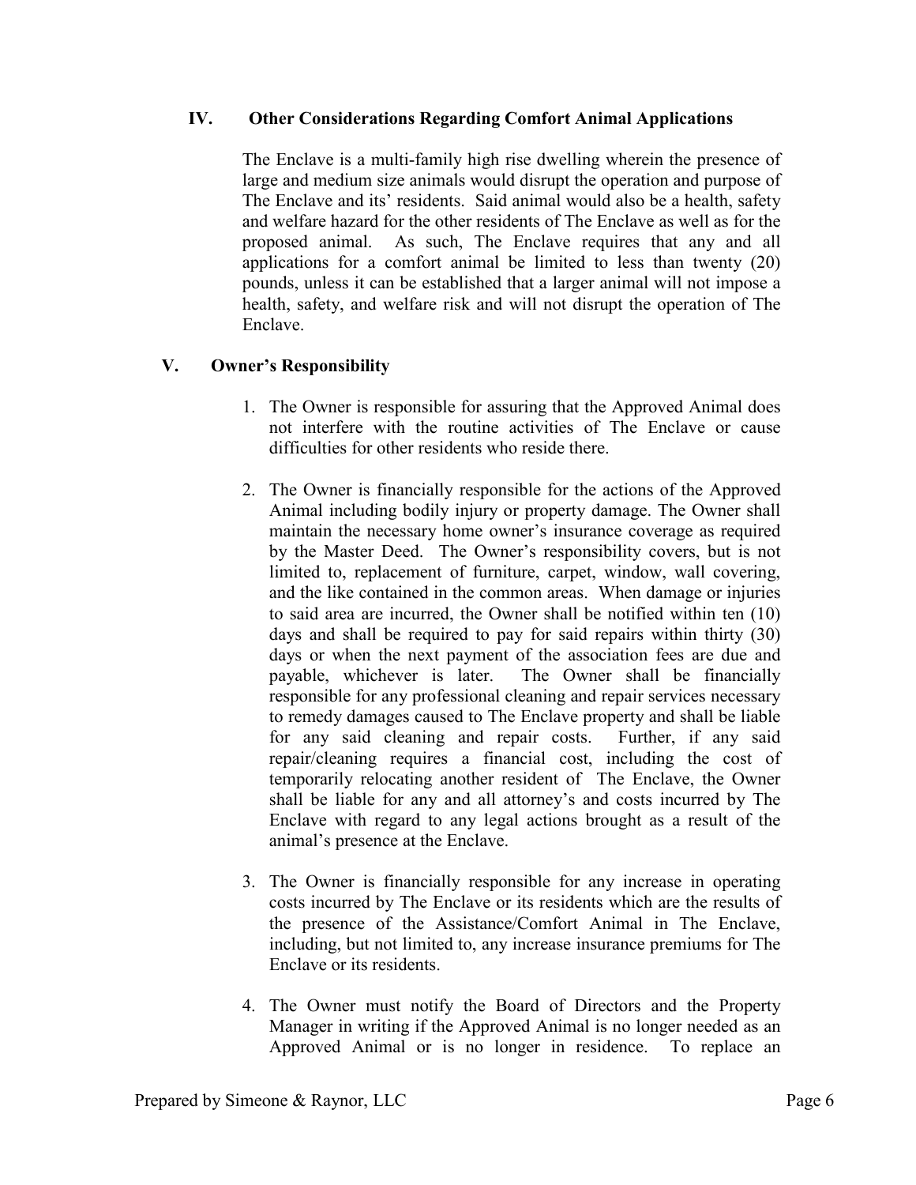## IV. Other Considerations Regarding Comfort Animal Applications

The Enclave is a multi-family high rise dwelling wherein the presence of large and medium size animals would disrupt the operation and purpose of The Enclave and its' residents. Said animal would also be a health, safety and welfare hazard for the other residents of The Enclave as well as for the proposed animal. As such, The Enclave requires that any and all applications for a comfort animal be limited to less than twenty (20) pounds, unless it can be established that a larger animal will not impose a health, safety, and welfare risk and will not disrupt the operation of The Enclave.

## V. Owner's Responsibility

1. The Owner is responsible for assuring that the Approved Animal does not interfere with the routine activities of The Enclave or cause difficulties for other residents who reside there.

2. The Owner is financially responsible for the actions of the Approved Animal including bodily injury or property damage. The Owner shall maintain the necessary home owner's insurance coverage as required by the Master Deed. The Owner's responsibility covers, but is not limited to, replacement of furniture, carpet, window, wall covering, and the like contained in the common areas. When damage or injuries to said area are incurred, the Owner shall be notified within ten (10) days and shall be required to pay for said repairs within thirty (30) days or when the next payment of the association fees are due and payable, whichever is later. The Owner shall be financially responsible for any professional cleaning and repair services necessary to remedy damages caused to The Enclave property and shall be liable for any said cleaning and repair costs. Further, if any said repair/cleaning requires a financial cost, including the cost of temporarily relocating another resident of The Enclave, the Owner shall be liable for any and all attorney's and costs incurred by The Enclave with regard to any legal actions brought as a result of the animal's presence at the Enclave.

3. The Owner is financially responsible for any increase in operating costs incurred by The Enclave or its residents which are the results of the presence of the Assistance/Comfort Animal in The Enclave, including, but not limited to, any increase insurance premiums for The Enclave or its residents.

4. The Owner must notify the Board of Directors and the Property Manager in writing if the Approved Animal is no longer needed as an Approved Animal or is no longer in residence. To replace an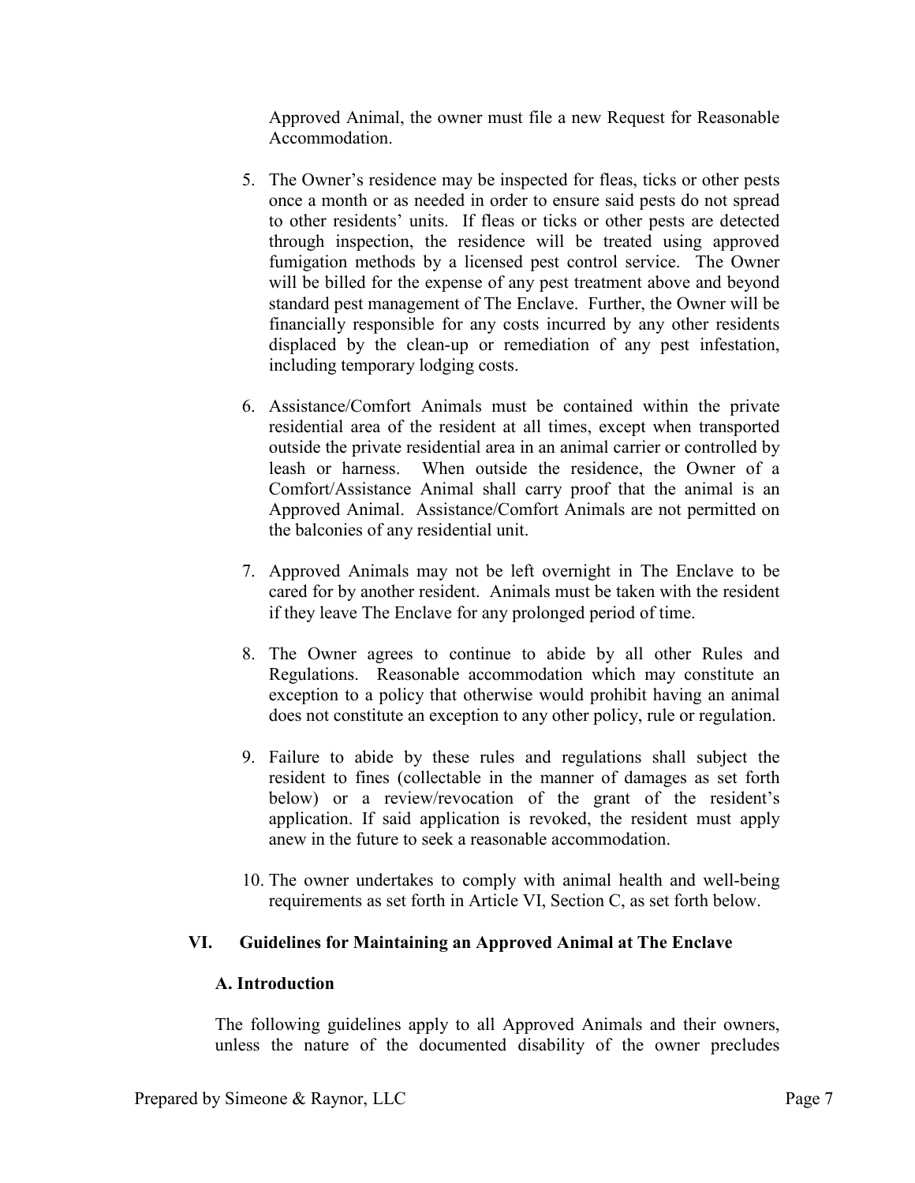Approved Animal, the owner must file a new Request for Reasonable Accommodation.

5. The Owner's residence may be inspected for fleas, ticks or other pests once a month or as needed in order to ensure said pests do not spread to other residents' units. If fleas or ticks or other pests are detected through inspection, the residence will be treated using approved fumigation methods by a licensed pest control service. The Owner will be billed for the expense of any pest treatment above and beyond standard pest management of The Enclave. Further, the Owner will be financially responsible for any costs incurred by any other residents displaced by the clean-up or remediation of any pest infestation, including temporary lodging costs.

6. Assistance/Comfort Animals must be contained within the private residential area of the resident at all times, except when transported outside the private residential area in an animal carrier or controlled by leash or harness. When outside the residence, the Owner of a Comfort/Assistance Animal shall carry proof that the animal is an Approved Animal. Assistance/Comfort Animals are not permitted on the balconies of any residential unit.

7. Approved Animals may not be left overnight in The Enclave to be cared for by another resident. Animals must be taken with the resident if they leave The Enclave for any prolonged period of time.

8. The Owner agrees to continue to abide by all other Rules and Regulations. Reasonable accommodation which may constitute an exception to a policy that otherwise would prohibit having an animal does not constitute an exception to any other policy, rule or regulation.

9. Failure to abide by these rules and regulations shall subject the resident to fines (collectable in the manner of damages as set forth below) or a review/revocation of the grant of the resident's application. If said application is revoked, the resident must apply anew in the future to seek a reasonable accommodation.

10. The owner undertakes to comply with animal health and well-being requirements as set forth in Article VI, Section C, as set forth below.

## VI. Guidelines for Maintaining an Approved Animal at The Enclave

### A. Introduction

The following guidelines apply to all Approved Animals and their owners, unless the nature of the documented disability of the owner precludes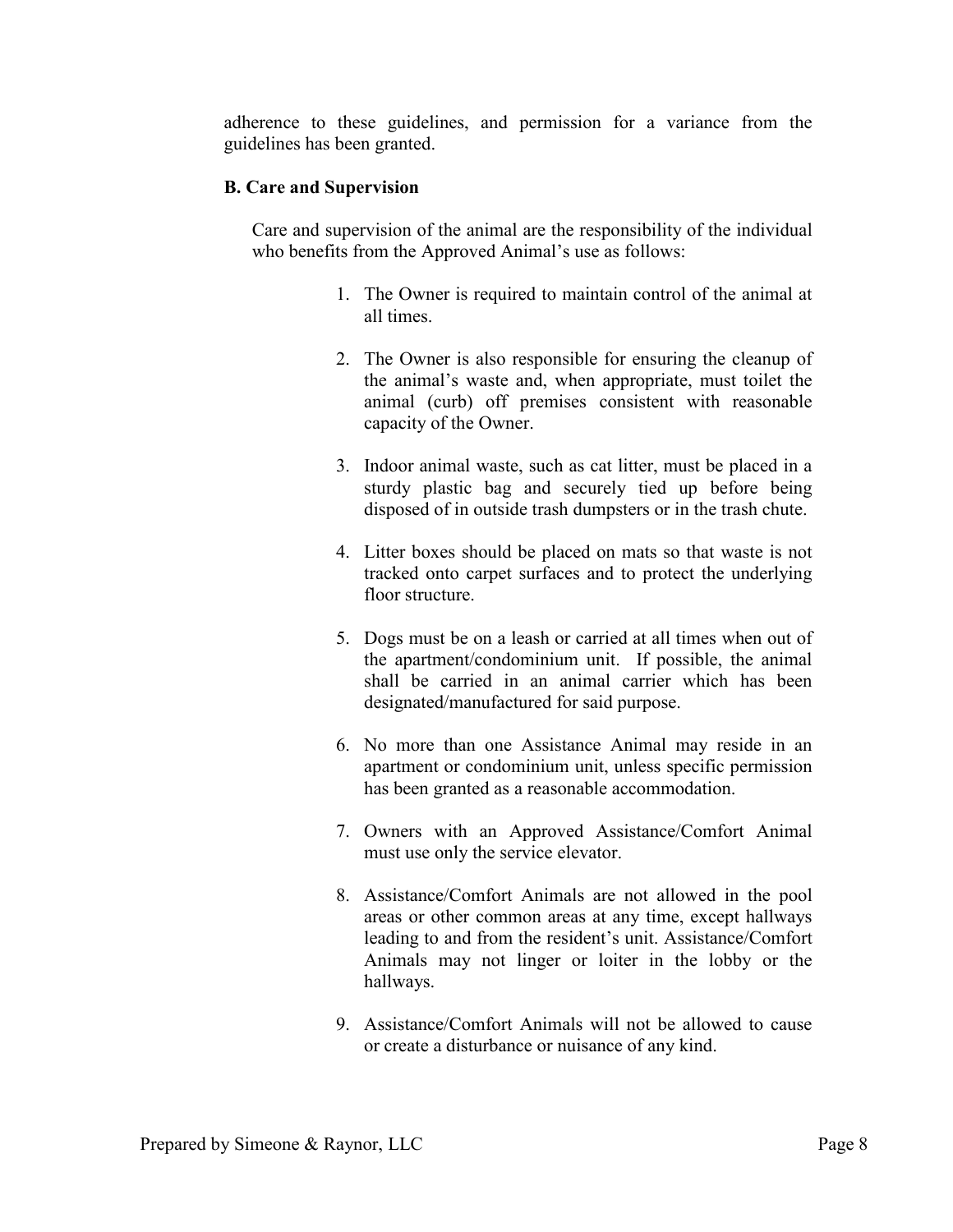adherence to these guidelines, and permission for a variance from the guidelines has been granted.

**B. Care and Supervision**

Care and supervision of the animal are the responsibility of the individual who benefits from the Approved Animal's use as follows:

1. The Owner is required to maintain control of the animal at all times.

2. The Owner is also responsible for ensuring the cleanup of the animal's waste and, when appropriate, must toilet the animal (curb) off premises consistent with reasonable capacity of the Owner.

3. Indoor animal waste, such as cat litter, must be placed in a sturdy plastic bag and securely tied up before being disposed of in outside trash dumpsters or in the trash chute.

4. Litter boxes should be placed on mats so that waste is not tracked onto carpet surfaces and to protect the underlying floor structure.

5. Dogs must be on a leash or carried at all times when out of the apartment/condominium unit. If possible, the animal shall be carried in an animal carrier which has been designated/manufactured for said purpose.

6. No more than one Assistance Animal may reside in an apartment or condominium unit, unless specific permission has been granted as a reasonable accommodation.

7. Owners with an Approved Assistance/Comfort Animal must use only the service elevator.

8. Assistance/Comfort Animals are not allowed in the pool areas or other common areas at any time, except hallways leading to and from the resident's unit. Assistance/Comfort Animals may not linger or loiter in the lobby or the hallways.

9. Assistance/Comfort Animals will not be allowed to cause or create a disturbance or nuisance of any kind.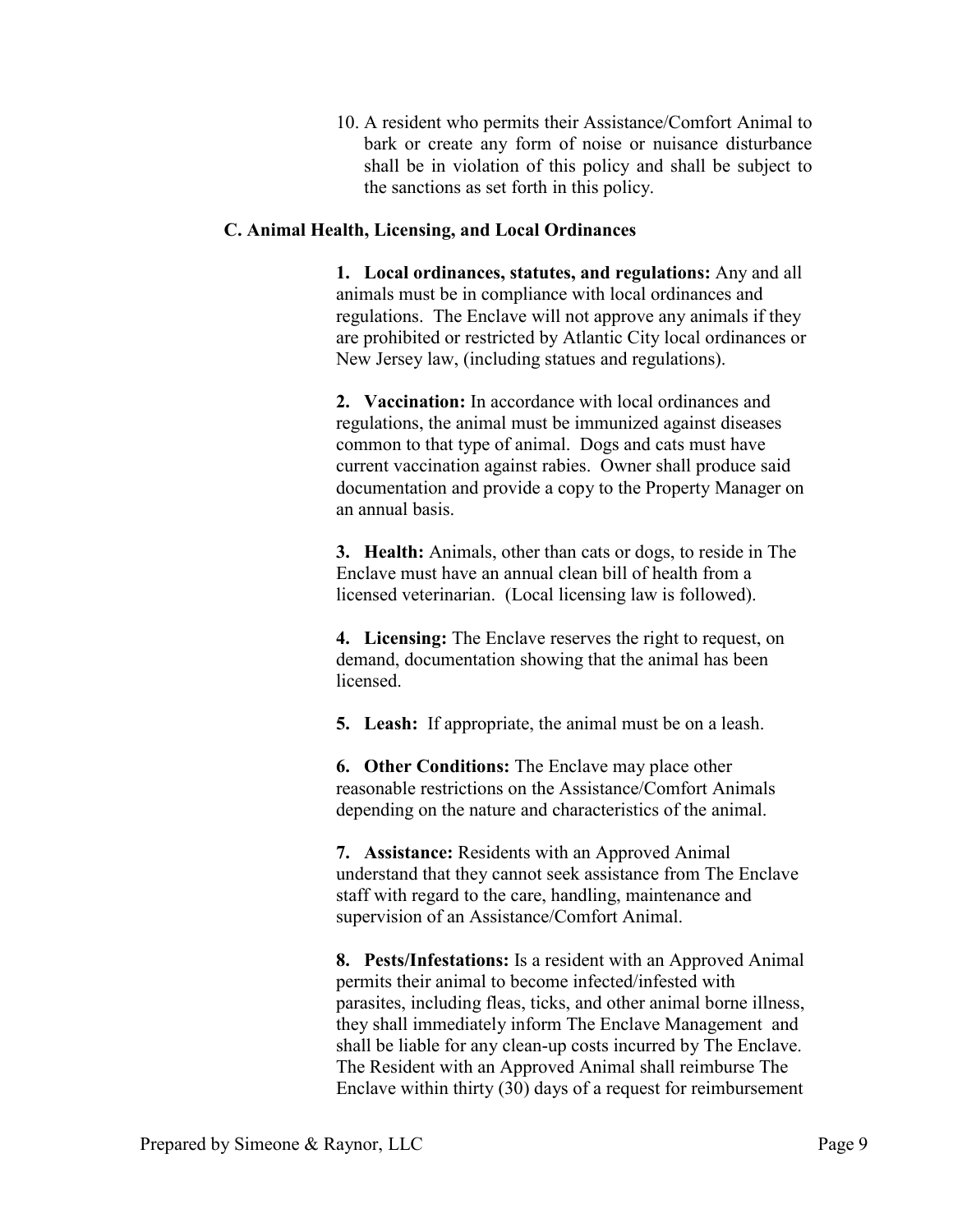10. A resident who permits their Assistance/Comfort Animal to bark or create any form of noise or nuisance disturbance shall be in violation of this policy and shall be subject to the sanctions as set forth in this policy.

### C. Animal Health, Licensing, and Local Ordinances

**1. Local ordinances, statutes, and regulations:** Any and all animals must be in compliance with local ordinances and regulations. The Enclave will not approve any animals if they are prohibited or restricted by Atlantic City local ordinances or New Jersey law, (including statues and regulations).

**2. Vaccination:** In accordance with local ordinances and regulations, the animal must be immunized against diseases common to that type of animal. Dogs and cats must have current vaccination against rabies. Owner shall produce said documentation and provide a copy to the Property Manager on an annual basis.

**3. Health:** Animals, other than cats or dogs, to reside in The Enclave must have an annual clean bill of health from a licensed veterinarian. (Local licensing law is followed).

**4. Licensing:** The Enclave reserves the right to request, on demand, documentation showing that the animal has been licensed.

**5. Leash:** If appropriate, the animal must be on a leash.

**6. Other Conditions:** The Enclave may place other reasonable restrictions on the Assistance/Comfort Animals depending on the nature and characteristics of the animal.

**7. Assistance:** Residents with an Approved Animal understand that they cannot seek assistance from The Enclave staff with regard to the care, handling, maintenance and supervision of an Assistance/Comfort Animal.

**8. Pests/Infestations:** Is a resident with an Approved Animal permits their animal to become infected/infested with parasites, including fleas, ticks, and other animal borne illness, they shall immediately inform The Enclave Management and shall be liable for any clean-up costs incurred by The Enclave. The Resident with an Approved Animal shall reimburse The Enclave within thirty (30) days of a request for reimbursement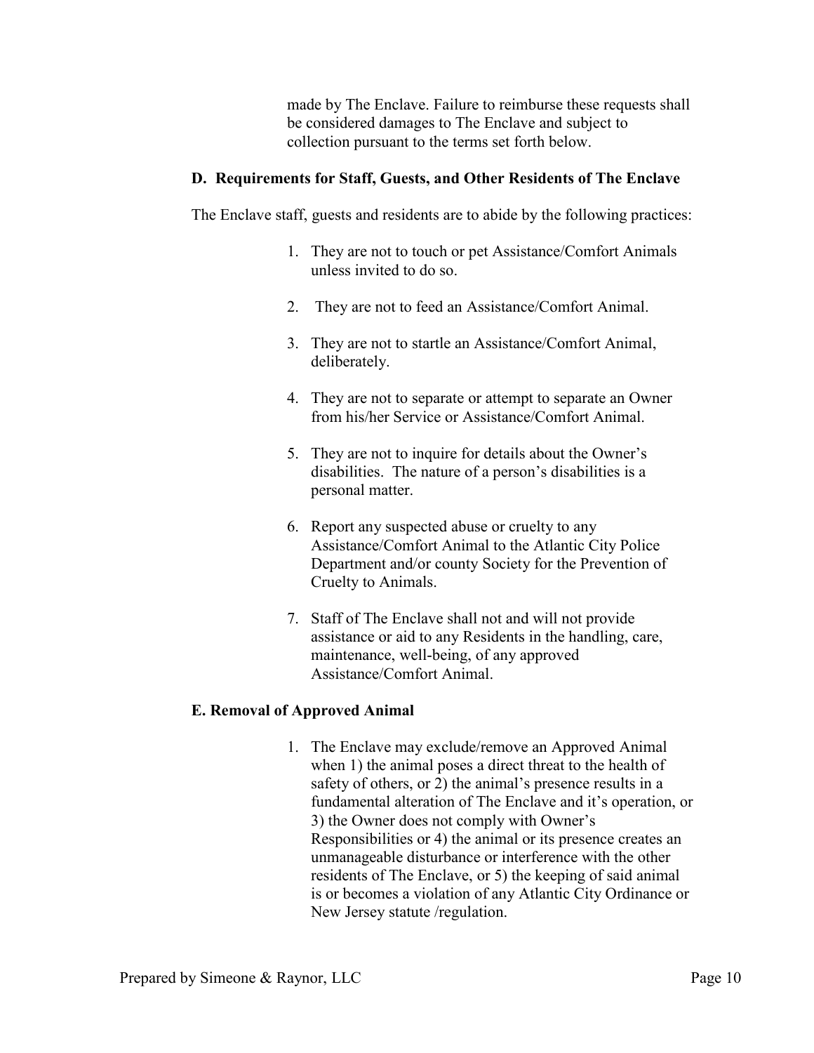made by The Enclave. Failure to reimburse these requests shall be considered damages to The Enclave and subject to collection pursuant to the terms set forth below.

**D. Requirements for Staff, Guests, and Other Residents of The Enclave**

The Enclave staff, guests and residents are to abide by the following practices:

1. They are not to touch or pet Assistance/Comfort Animals unless invited to do so.
2. They are not to feed an Assistance/Comfort Animal.
3. They are not to startle an Assistance/Comfort Animal, deliberately.
4. They are not to separate or attempt to separate an Owner from his/her Service or Assistance/Comfort Animal.
5. They are not to inquire for details about the Owner's disabilities. The nature of a person's disabilities is a personal matter.
6. Report any suspected abuse or cruelty to any Assistance/Comfort Animal to the Atlantic City Police Department and/or county Society for the Prevention of Cruelty to Animals.
7. Staff of The Enclave shall not and will not provide assistance or aid to any Residents in the handling, care, maintenance, well-being, of any approved Assistance/Comfort Animal.

**E. Removal of Approved Animal**

1. The Enclave may exclude/remove an Approved Animal when 1) the animal poses a direct threat to the health of safety of others, or 2) the animal's presence results in a fundamental alteration of The Enclave and it's operation, or 3) the Owner does not comply with Owner's Responsibilities or 4) the animal or its presence creates an unmanageable disturbance or interference with the other residents of The Enclave, or 5) the keeping of said animal is or becomes a violation of any Atlantic City Ordinance or New Jersey statute /regulation.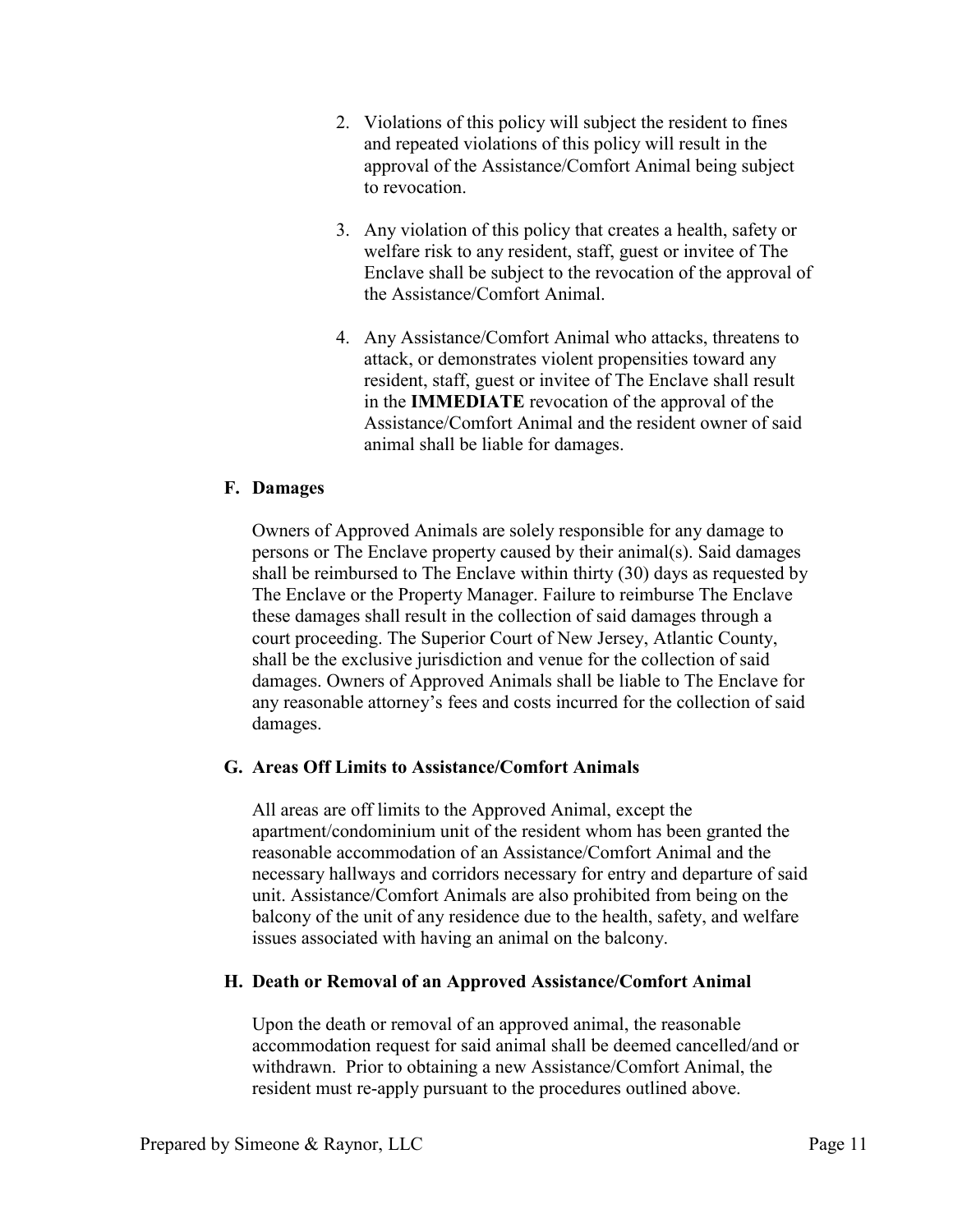2. Violations of this policy will subject the resident to fines and repeated violations of this policy will result in the approval of the Assistance/Comfort Animal being subject to revocation.

3. Any violation of this policy that creates a health, safety or welfare risk to any resident, staff, guest or invitee of The Enclave shall be subject to the revocation of the approval of the Assistance/Comfort Animal.

4. Any Assistance/Comfort Animal who attacks, threatens to attack, or demonstrates violent propensities toward any resident, staff, guest or invitee of The Enclave shall result in the **IMMEDIATE** revocation of the approval of the Assistance/Comfort Animal and the resident owner of said animal shall be liable for damages.

### F. Damages

Owners of Approved Animals are solely responsible for any damage to persons or The Enclave property caused by their animal(s). Said damages shall be reimbursed to The Enclave within thirty (30) days as requested by The Enclave or the Property Manager. Failure to reimburse The Enclave these damages shall result in the collection of said damages through a court proceeding. The Superior Court of New Jersey, Atlantic County, shall be the exclusive jurisdiction and venue for the collection of said damages. Owners of Approved Animals shall be liable to The Enclave for any reasonable attorney's fees and costs incurred for the collection of said damages.

### G. Areas Off Limits to Assistance/Comfort Animals

All areas are off limits to the Approved Animal, except the apartment/condominium unit of the resident whom has been granted the reasonable accommodation of an Assistance/Comfort Animal and the necessary hallways and corridors necessary for entry and departure of said unit. Assistance/Comfort Animals are also prohibited from being on the balcony of the unit of any residence due to the health, safety, and welfare issues associated with having an animal on the balcony.

### H. Death or Removal of an Approved Assistance/Comfort Animal

Upon the death or removal of an approved animal, the reasonable accommodation request for said animal shall be deemed cancelled/and or withdrawn. Prior to obtaining a new Assistance/Comfort Animal, the resident must re-apply pursuant to the procedures outlined above.

Prepared by Simeone & Raynor, LLC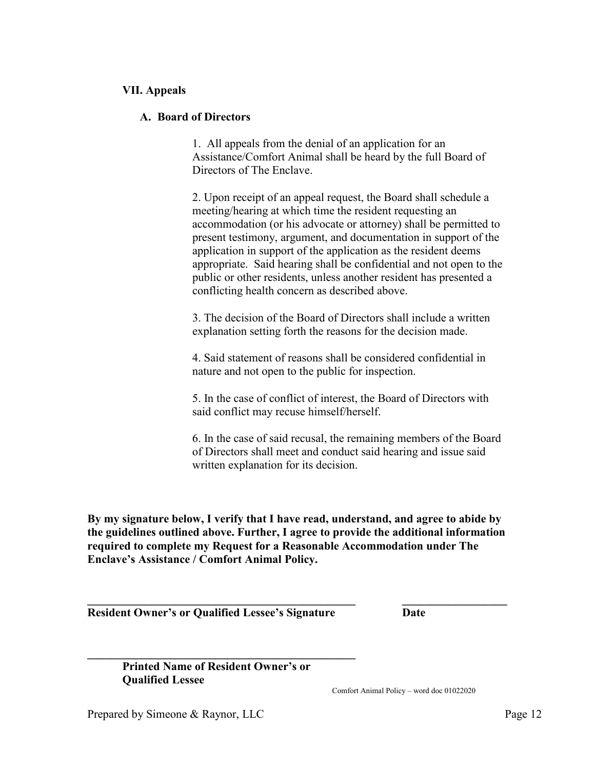## VII. Appeals

### A. Board of Directors

1. All appeals from the denial of an application for an Assistance/Comfort Animal shall be heard by the full Board of Directors of The Enclave.

2. Upon receipt of an appeal request, the Board shall schedule a meeting/hearing at which time the resident requesting an accommodation (or his advocate or attorney) shall be permitted to present testimony, argument, and documentation in support of the application in support of the application as the resident deems appropriate. Said hearing shall be confidential and not open to the public or other residents, unless another resident has presented a conflicting health concern as described above.

3. The decision of the Board of Directors shall include a written explanation setting forth the reasons for the decision made.

4. Said statement of reasons shall be considered confidential in nature and not open to the public for inspection.

5. In the case of conflict of interest, the Board of Directors with said conflict may recuse himself/herself.

6. In the case of said recusal, the remaining members of the Board of Directors shall meet and conduct said hearing and issue said written explanation for its decision.

**By my signature below, I verify that I have read, understand, and agree to abide by the guidelines outlined above. Further, I agree to provide the additional information required to complete my Request for a Reasonable Accommodation under The Enclave's Assistance / Comfort Animal Policy.**

______________________________________________ ___________________

**Resident Owner's or Qualified Lessee's Signature** **Date**

______________________________________________

**Printed Name of Resident Owner's or Qualified Lessee**

Comfort Animal Policy – word doc 01022020

Prepared by Simeone & Raynor, LLC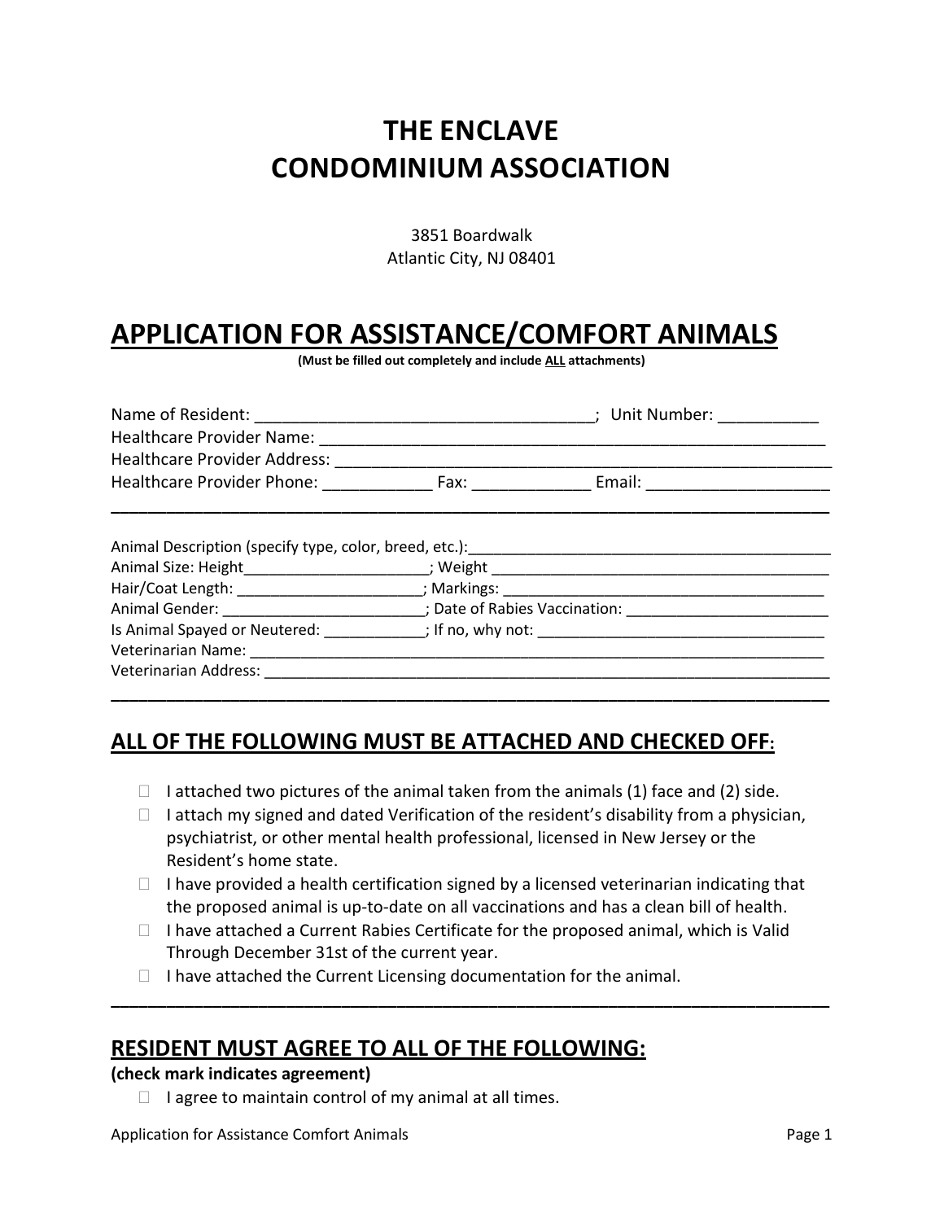# THE ENCLAVE CONDOMINIUM ASSOCIATION

3851 Boardwalk
Atlantic City, NJ 08401

# APPLICATION FOR ASSISTANCE/COMFORT ANIMALS

**(Must be filled out completely and include ALL attachments)**

Name of Resident: ____________________________________; Unit Number: ___________
Healthcare Provider Name: _________________________________________________________
Healthcare Provider Address: _______________________________________________________
Healthcare Provider Phone: ____________ Fax: _____________ Email: ____________________

---

Animal Description (specify type, color, breed, etc.):___________________________________________
Animal Size: Height______________________; Weight ____________________________________________
Hair/Coat Length: ______________________; Markings: ___________________________________________
Animal Gender: ________________________; Date of Rabies Vaccination: ________________________
Is Animal Spayed or Neutered: ____________; If no, why not: __________________________________
Veterinarian Name: _______________________________________________________________________
Veterinarian Address: _____________________________________________________________________

---

## ALL OF THE FOLLOWING MUST BE ATTACHED AND CHECKED OFF:

- ☐ I attached two pictures of the animal taken from the animals (1) face and (2) side.
- ☐ I attach my signed and dated Verification of the resident's disability from a physician, psychiatrist, or other mental health professional, licensed in New Jersey or the Resident's home state.
- ☐ I have provided a health certification signed by a licensed veterinarian indicating that the proposed animal is up-to-date on all vaccinations and has a clean bill of health.
- ☐ I have attached a Current Rabies Certificate for the proposed animal, which is Valid Through December 31st of the current year.
- ☐ I have attached the Current Licensing documentation for the animal.

---

## RESIDENT MUST AGREE TO ALL OF THE FOLLOWING:

**(check mark indicates agreement)**

- ☐ I agree to maintain control of my animal at all times.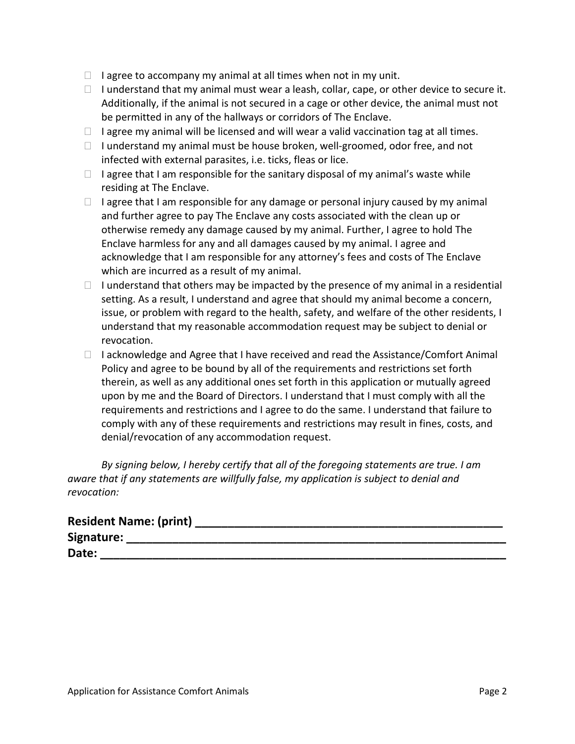- ☐ I agree to accompany my animal at all times when not in my unit.
- ☐ I understand that my animal must wear a leash, collar, cape, or other device to secure it. Additionally, if the animal is not secured in a cage or other device, the animal must not be permitted in any of the hallways or corridors of The Enclave.
- ☐ I agree my animal will be licensed and will wear a valid vaccination tag at all times.
- ☐ I understand my animal must be house broken, well-groomed, odor free, and not infected with external parasites, i.e. ticks, fleas or lice.
- ☐ I agree that I am responsible for the sanitary disposal of my animal's waste while residing at The Enclave.
- ☐ I agree that I am responsible for any damage or personal injury caused by my animal and further agree to pay The Enclave any costs associated with the clean up or otherwise remedy any damage caused by my animal. Further, I agree to hold The Enclave harmless for any and all damages caused by my animal. I agree and acknowledge that I am responsible for any attorney's fees and costs of The Enclave which are incurred as a result of my animal.
- ☐ I understand that others may be impacted by the presence of my animal in a residential setting. As a result, I understand and agree that should my animal become a concern, issue, or problem with regard to the health, safety, and welfare of the other residents, I understand that my reasonable accommodation request may be subject to denial or revocation.
- ☐ I acknowledge and Agree that I have received and read the Assistance/Comfort Animal Policy and agree to be bound by all of the requirements and restrictions set forth therein, as well as any additional ones set forth in this application or mutually agreed upon by me and the Board of Directors. I understand that I must comply with all the requirements and restrictions and I agree to do the same. I understand that failure to comply with any of these requirements and restrictions may result in fines, costs, and denial/revocation of any accommodation request.

*By signing below, I hereby certify that all of the foregoing statements are true. I am aware that if any statements are willfully false, my application is subject to denial and revocation:*

**Resident Name: (print) ______________________________________________**
**Signature: ______________________________________________________**
**Date: _________________________________________________________**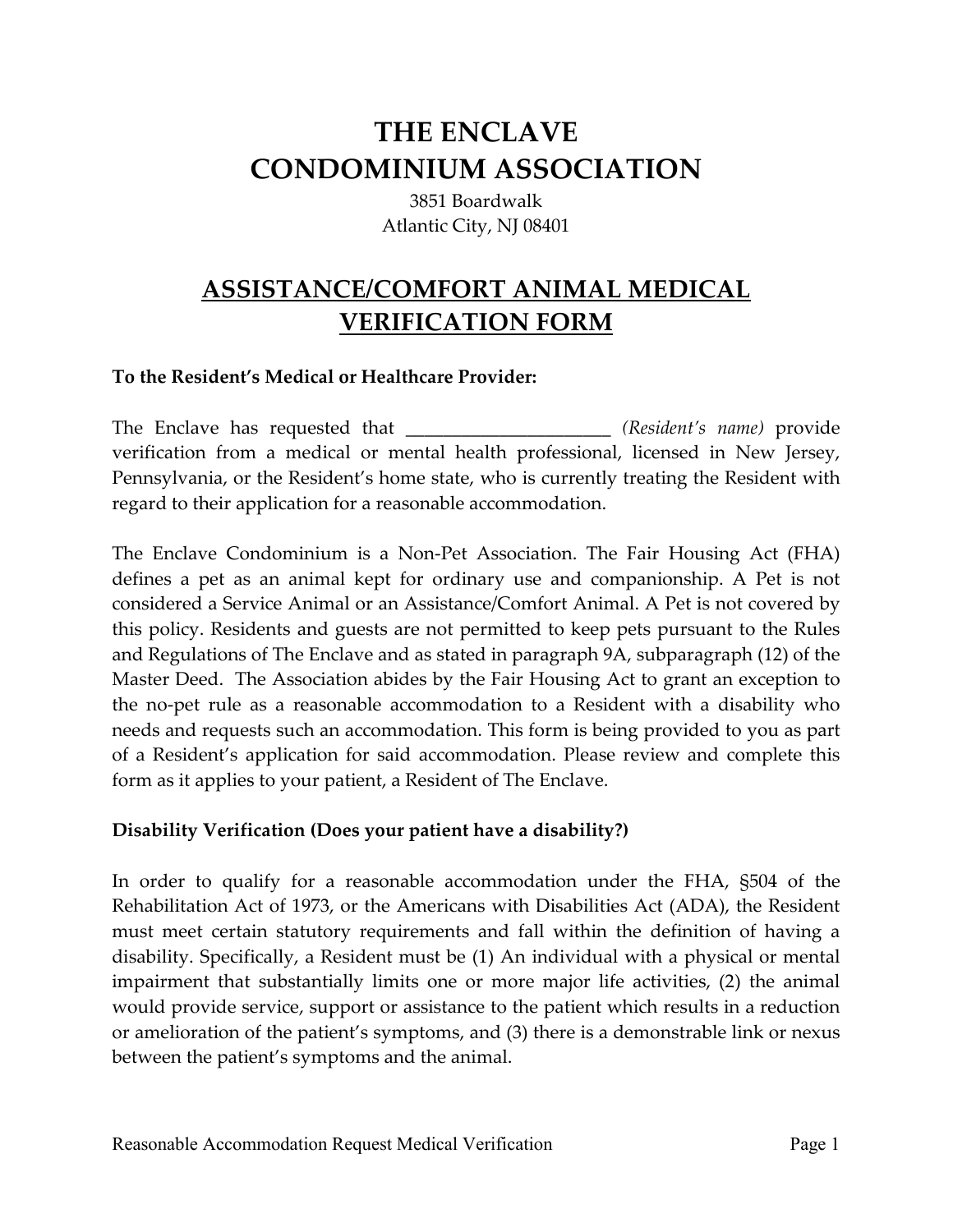# THE ENCLAVE CONDOMINIUM ASSOCIATION

3851 Boardwalk
Atlantic City, NJ 08401

## ASSISTANCE/COMFORT ANIMAL MEDICAL VERIFICATION FORM

**To the Resident's Medical or Healthcare Provider:**

The Enclave has requested that ______________________ *(Resident's name)* provide verification from a medical or mental health professional, licensed in New Jersey, Pennsylvania, or the Resident's home state, who is currently treating the Resident with regard to their application for a reasonable accommodation.

The Enclave Condominium is a Non-Pet Association. The Fair Housing Act (FHA) defines a pet as an animal kept for ordinary use and companionship. A Pet is not considered a Service Animal or an Assistance/Comfort Animal. A Pet is not covered by this policy. Residents and guests are not permitted to keep pets pursuant to the Rules and Regulations of The Enclave and as stated in paragraph 9A, subparagraph (12) of the Master Deed. The Association abides by the Fair Housing Act to grant an exception to the no-pet rule as a reasonable accommodation to a Resident with a disability who needs and requests such an accommodation. This form is being provided to you as part of a Resident's application for said accommodation. Please review and complete this form as it applies to your patient, a Resident of The Enclave.

**Disability Verification (Does your patient have a disability?)**

In order to qualify for a reasonable accommodation under the FHA, §504 of the Rehabilitation Act of 1973, or the Americans with Disabilities Act (ADA), the Resident must meet certain statutory requirements and fall within the definition of having a disability. Specifically, a Resident must be (1) An individual with a physical or mental impairment that substantially limits one or more major life activities, (2) the animal would provide service, support or assistance to the patient which results in a reduction or amelioration of the patient's symptoms, and (3) there is a demonstrable link or nexus between the patient's symptoms and the animal.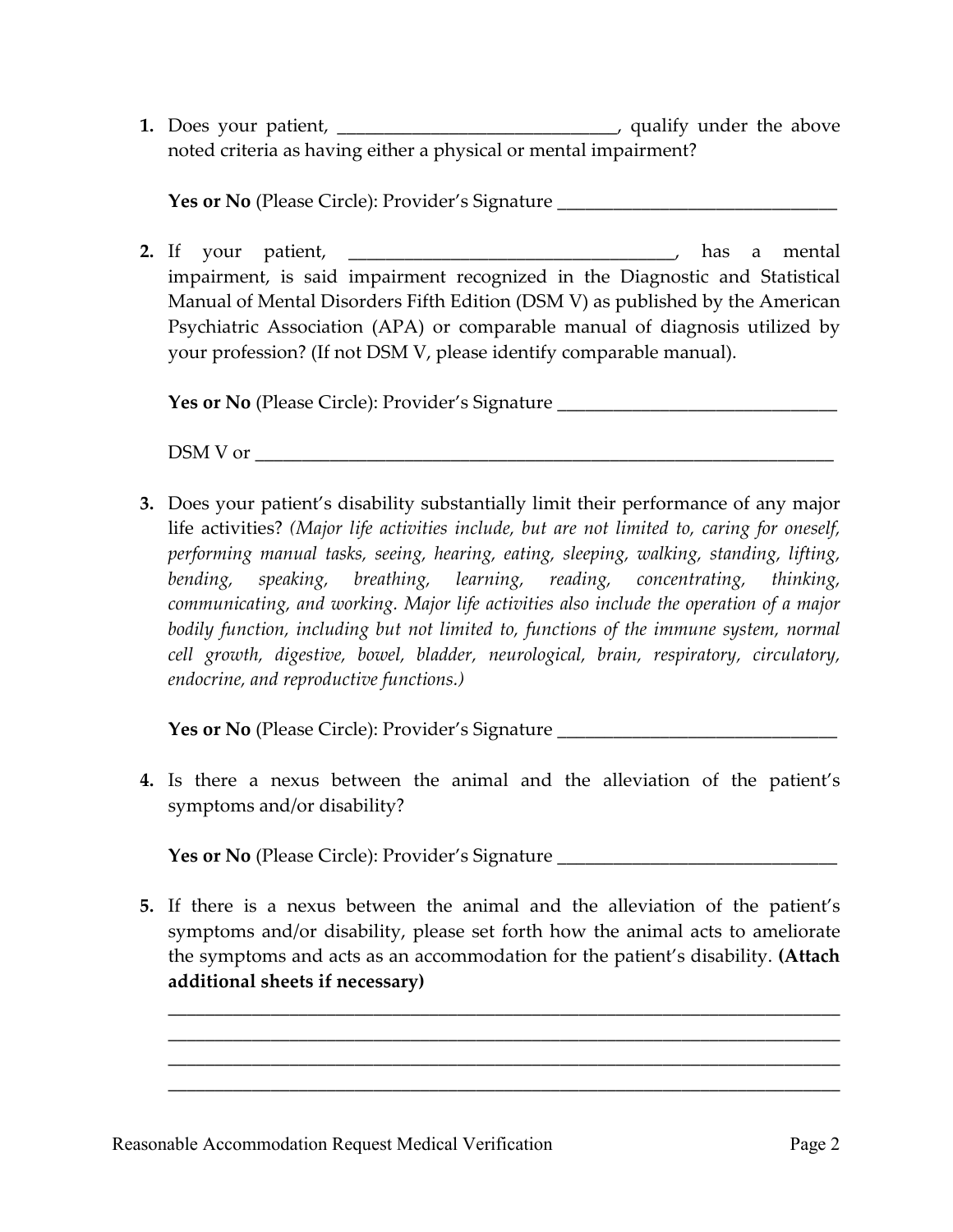1. Does your patient, ______________________________, qualify under the above noted criteria as having either a physical or mental impairment?

   **Yes or No** (Please Circle): Provider's Signature ______________________________

2. If your patient, ___________________________________, has a mental impairment, is said impairment recognized in the Diagnostic and Statistical Manual of Mental Disorders Fifth Edition (DSM V) as published by the American Psychiatric Association (APA) or comparable manual of diagnosis utilized by your profession? (If not DSM V, please identify comparable manual).

   **Yes or No** (Please Circle): Provider's Signature ______________________________

   DSM V or _________________________________________________________________

3. Does your patient's disability substantially limit their performance of any major life activities? *(Major life activities include, but are not limited to, caring for oneself, performing manual tasks, seeing, hearing, eating, sleeping, walking, standing, lifting, bending, speaking, breathing, learning, reading, concentrating, thinking, communicating, and working. Major life activities also include the operation of a major bodily function, including but not limited to, functions of the immune system, normal cell growth, digestive, bowel, bladder, neurological, brain, respiratory, circulatory, endocrine, and reproductive functions.)*

   **Yes or No** (Please Circle): Provider's Signature ______________________________

4. Is there a nexus between the animal and the alleviation of the patient's symptoms and/or disability?

   **Yes or No** (Please Circle): Provider's Signature ______________________________

5. If there is a nexus between the animal and the alleviation of the patient's symptoms and/or disability, please set forth how the animal acts to ameliorate the symptoms and acts as an accommodation for the patient's disability. **(Attach additional sheets if necessary)**

   ___________________________________________________________________________
   ___________________________________________________________________________
   ___________________________________________________________________________
   ___________________________________________________________________________

Reasonable Accommodation Request Medical Verification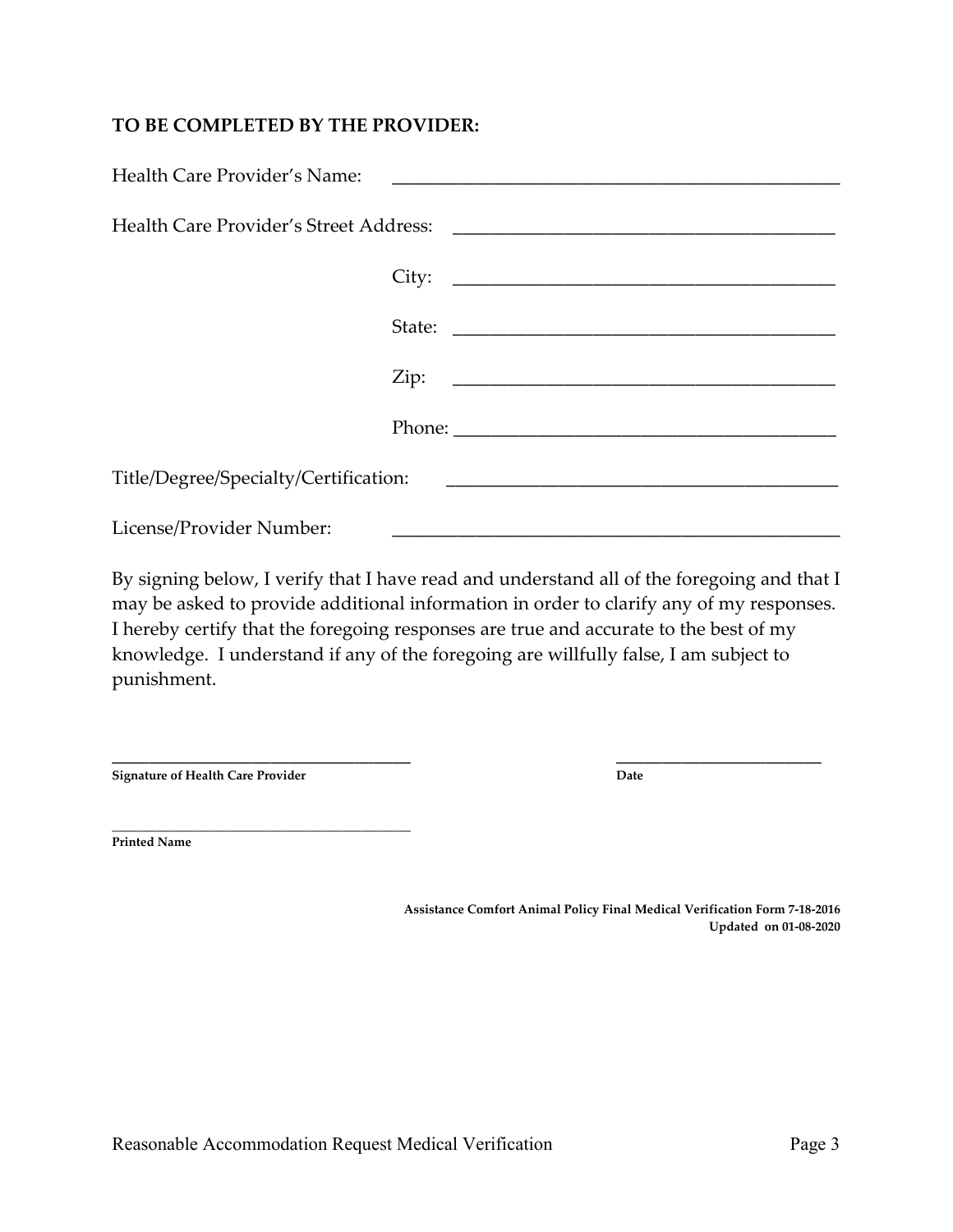**TO BE COMPLETED BY THE PROVIDER:**

Health Care Provider's Name: ______________________________________________

Health Care Provider's Street Address: ______________________________________

City: ______________________________________

State: ______________________________________

Zip: ______________________________________

Phone: ______________________________________

Title/Degree/Specialty/Certification: ______________________________________

License/Provider Number: ______________________________________________

By signing below, I verify that I have read and understand all of the foregoing and that I may be asked to provide additional information in order to clarify any of my responses. I hereby certify that the foregoing responses are true and accurate to the best of my knowledge. I understand if any of the foregoing are willfully false, I am subject to punishment.

_________________________________ &nbsp;&nbsp;&nbsp;&nbsp;&nbsp;&nbsp;&nbsp;&nbsp; ______________________
**Signature of Health Care Provider** &nbsp;&nbsp;&nbsp;&nbsp;&nbsp;&nbsp;&nbsp;&nbsp; **Date**

_________________________________
**Printed Name**

**Assistance Comfort Animal Policy Final Medical Verification Form 7-18-2016**
**Updated on 01-08-2020**

Reasonable Accommodation Request Medical Verification